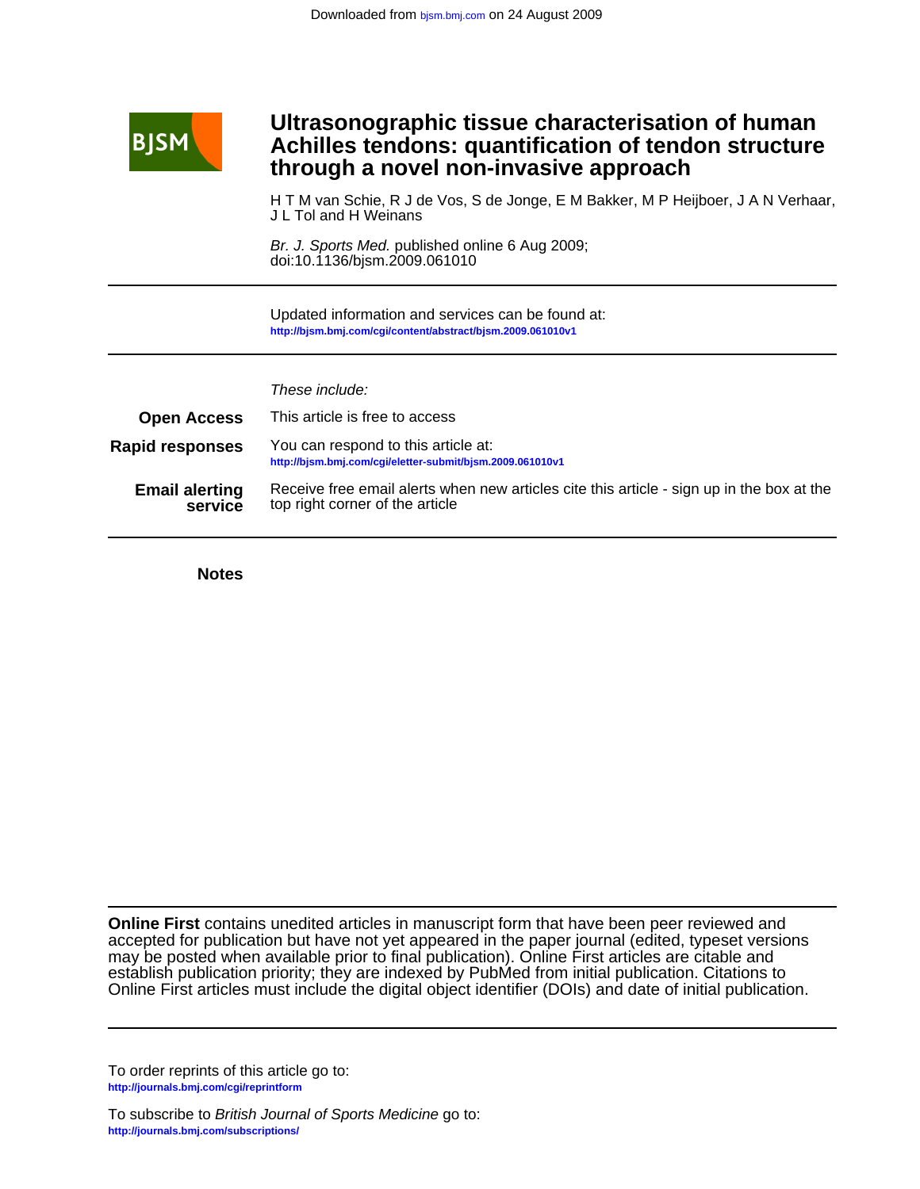# Ultrasonographic tissue characterisation of human Achilles tendons: quantification of tendon structure through a novel non-invasive approach

H T M van Schie, R J de Vos, S de Jonge, E M Bakker, M P Heijboer, J A N Verhaar, J L Tol and H Weinans

*Br. J. Sports Med.* published online 6 Aug 2009;
doi:10.1136/bjsm.2009.061010

---

Updated information and services can be found at:
http://bjsm.bmj.com/cgi/content/abstract/bjsm.2009.061010v1

---

*These include:*

**Open Access** This article is free to access

**Rapid responses** You can respond to this article at:
http://bjsm.bmj.com/cgi/eletter-submit/bjsm.2009.061010v1

**Email alerting service** Receive free email alerts when new articles cite this article - sign up in the box at the top right corner of the article

---

**Notes**

---

**Online First** contains unedited articles in manuscript form that have been peer reviewed and accepted for publication but have not yet appeared in the paper journal (edited, typeset versions may be posted when available prior to final publication). Online First articles are citable and establish publication priority; they are indexed by PubMed from initial publication. Citations to Online First articles must include the digital object identifier (DOIs) and date of initial publication.

---

To order reprints of this article go to:
http://journals.bmj.com/cgi/reprintform

To subscribe to *British Journal of Sports Medicine* go to:
http://journals.bmj.com/subscriptions/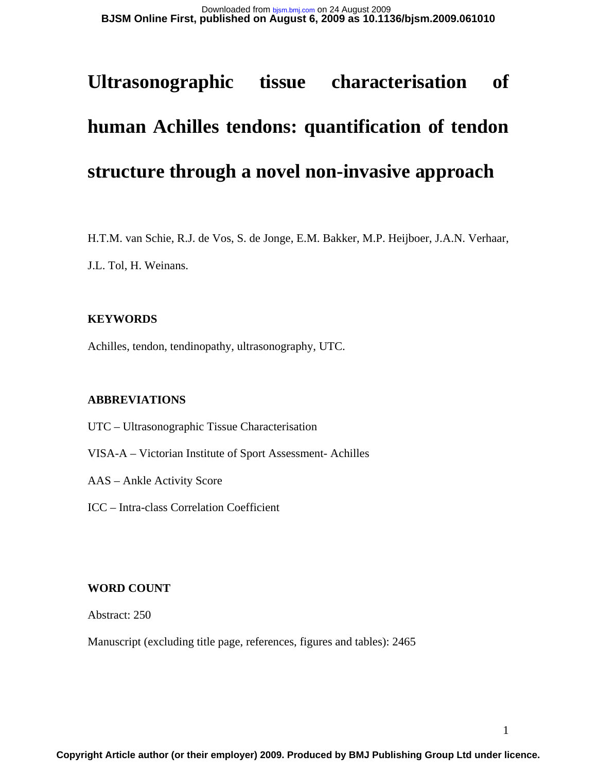# Ultrasonographic tissue characterisation of human Achilles tendons: quantification of tendon structure through a novel non-invasive approach

H.T.M. van Schie, R.J. de Vos, S. de Jonge, E.M. Bakker, M.P. Heijboer, J.A.N. Verhaar, J.L. Tol, H. Weinans.

**KEYWORDS**

Achilles, tendon, tendinopathy, ultrasonography, UTC.

**ABBREVIATIONS**

UTC – Ultrasonographic Tissue Characterisation

VISA-A – Victorian Institute of Sport Assessment- Achilles

AAS – Ankle Activity Score

ICC – Intra-class Correlation Coefficient

**WORD COUNT**

Abstract: 250

Manuscript (excluding title page, references, figures and tables): 2465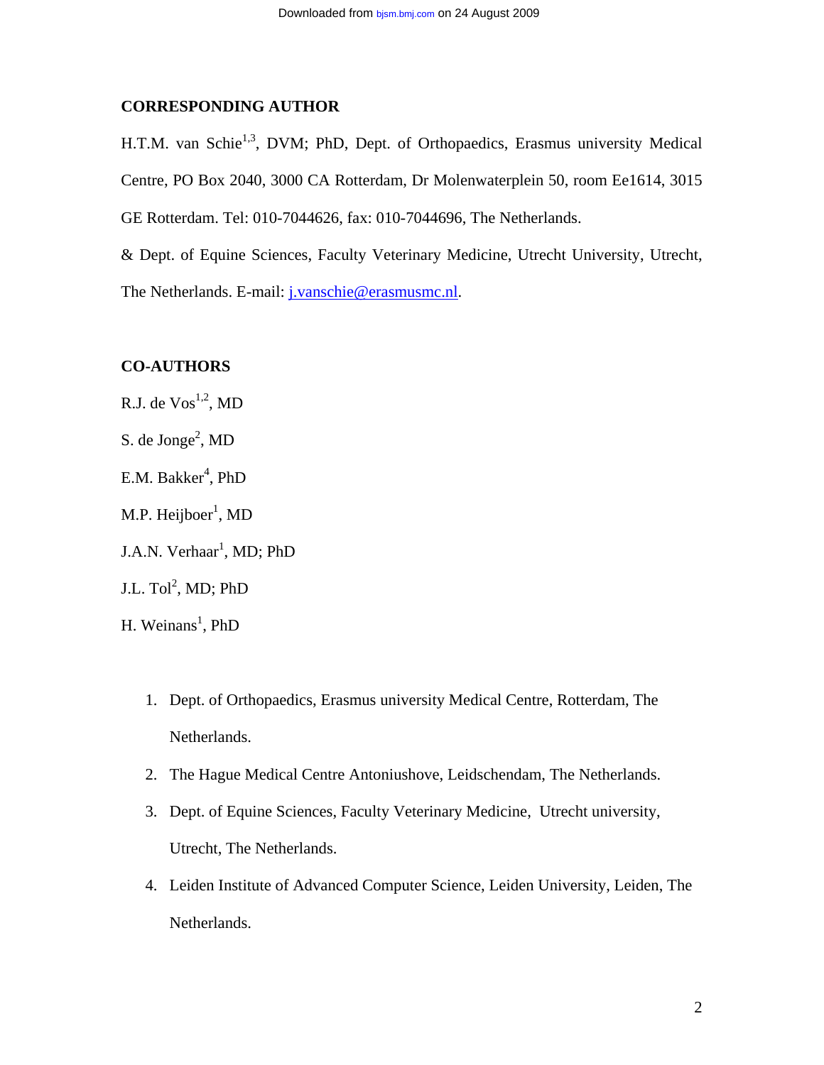## CORRESPONDING AUTHOR

H.T.M. van Schie[1,3], DVM; PhD, Dept. of Orthopaedics, Erasmus university Medical Centre, PO Box 2040, 3000 CA Rotterdam, Dr Molenwaterplein 50, room Ee1614, 3015 GE Rotterdam. Tel: 010-7044626, fax: 010-7044696, The Netherlands.

& Dept. of Equine Sciences, Faculty Veterinary Medicine, Utrecht University, Utrecht, The Netherlands. E-mail: j.vanschie@erasmusmc.nl.

## CO-AUTHORS

R.J. de Vos[1,2], MD

S. de Jonge[2], MD

E.M. Bakker[4], PhD

M.P. Heijboer[1], MD

J.A.N. Verhaar[1], MD; PhD

J.L. Tol[2], MD; PhD

H. Weinans[1], PhD

1. Dept. of Orthopaedics, Erasmus university Medical Centre, Rotterdam, The Netherlands.
2. The Hague Medical Centre Antoniushove, Leidschendam, The Netherlands.
3. Dept. of Equine Sciences, Faculty Veterinary Medicine, Utrecht university, Utrecht, The Netherlands.
4. Leiden Institute of Advanced Computer Science, Leiden University, Leiden, The Netherlands.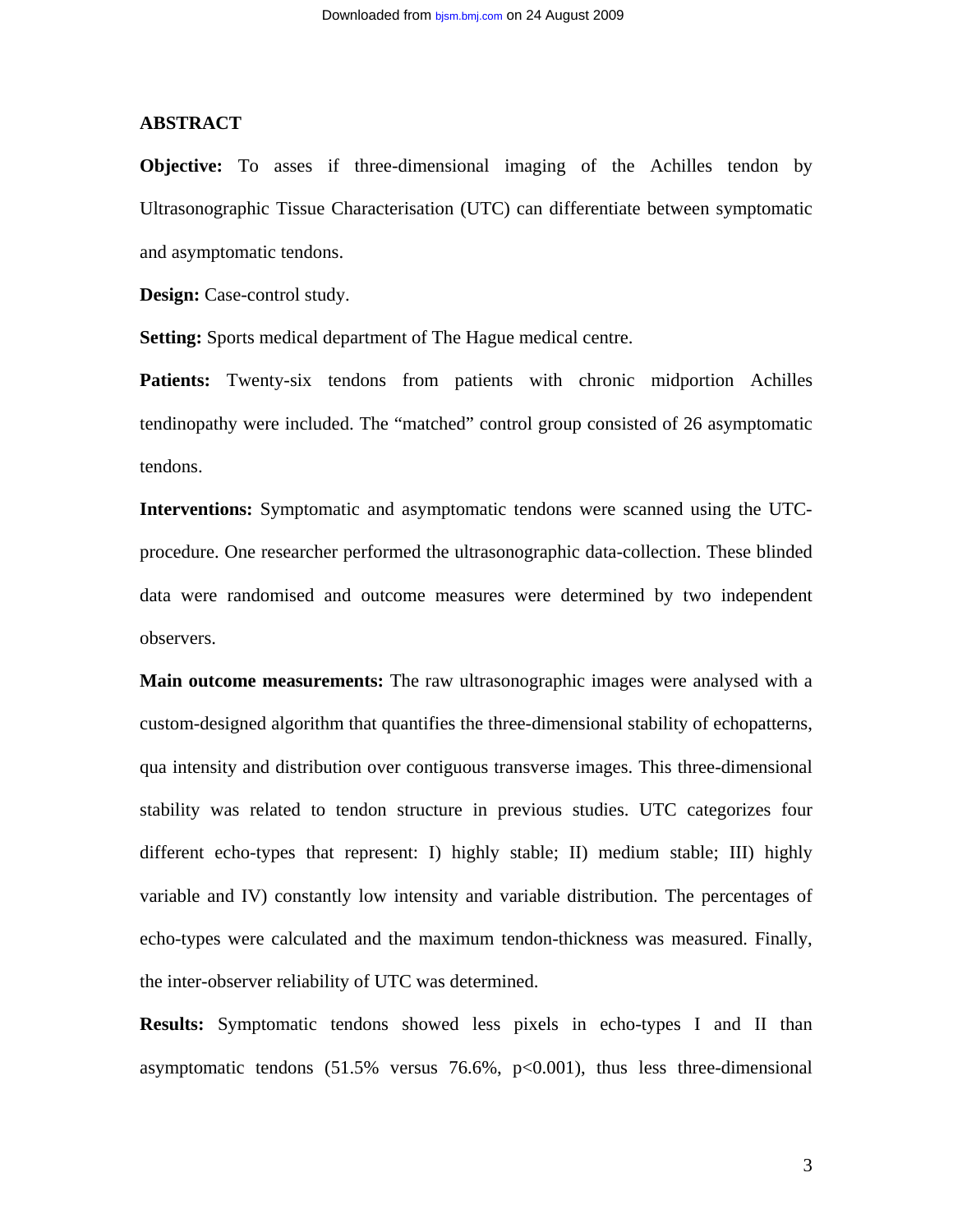## ABSTRACT

**Objective:** To asses if three-dimensional imaging of the Achilles tendon by Ultrasonographic Tissue Characterisation (UTC) can differentiate between symptomatic and asymptomatic tendons.

**Design:** Case-control study.

**Setting:** Sports medical department of The Hague medical centre.

**Patients:** Twenty-six tendons from patients with chronic midportion Achilles tendinopathy were included. The "matched" control group consisted of 26 asymptomatic tendons.

**Interventions:** Symptomatic and asymptomatic tendons were scanned using the UTC-procedure. One researcher performed the ultrasonographic data-collection. These blinded data were randomised and outcome measures were determined by two independent observers.

**Main outcome measurements:** The raw ultrasonographic images were analysed with a custom-designed algorithm that quantifies the three-dimensional stability of echopatterns, qua intensity and distribution over contiguous transverse images. This three-dimensional stability was related to tendon structure in previous studies. UTC categorizes four different echo-types that represent: I) highly stable; II) medium stable; III) highly variable and IV) constantly low intensity and variable distribution. The percentages of echo-types were calculated and the maximum tendon-thickness was measured. Finally, the inter-observer reliability of UTC was determined.

**Results:** Symptomatic tendons showed less pixels in echo-types I and II than asymptomatic tendons (51.5% versus 76.6%, $p<0.001$), thus less three-dimensional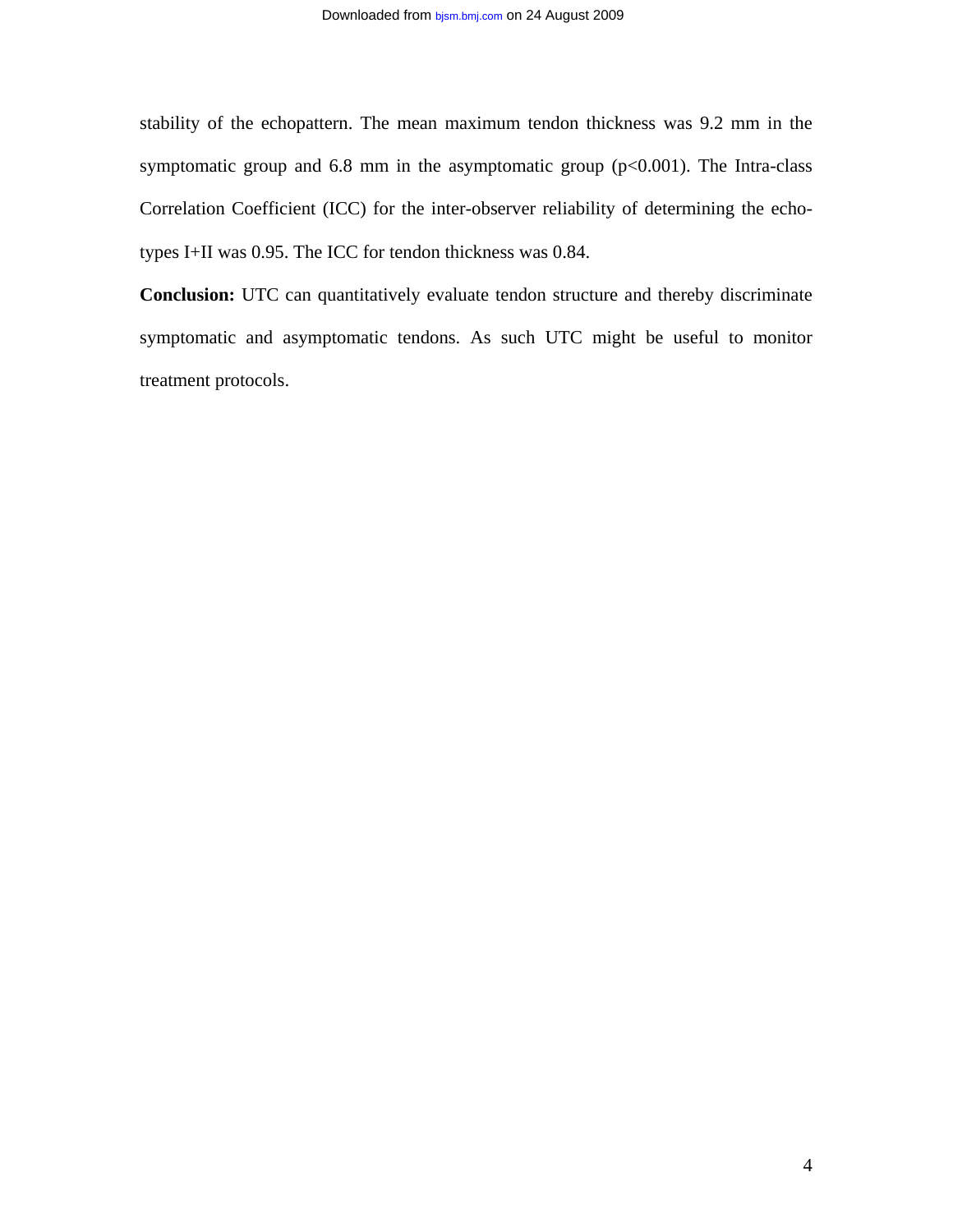stability of the echopattern. The mean maximum tendon thickness was 9.2 mm in the symptomatic group and 6.8 mm in the asymptomatic group ($p<0.001$). The Intra-class Correlation Coefficient (ICC) for the inter-observer reliability of determining the echo-types I+II was 0.95. The ICC for tendon thickness was 0.84.

**Conclusion:** UTC can quantitatively evaluate tendon structure and thereby discriminate symptomatic and asymptomatic tendons. As such UTC might be useful to monitor treatment protocols.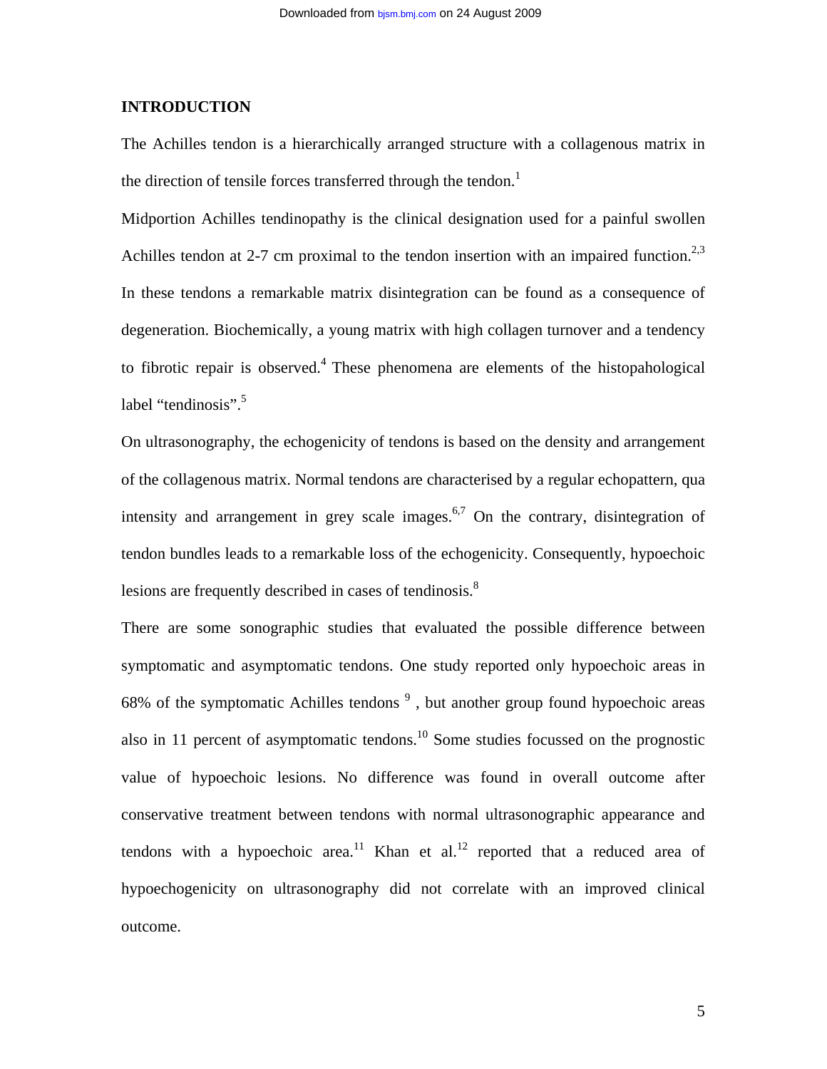## INTRODUCTION

The Achilles tendon is a hierarchically arranged structure with a collagenous matrix in the direction of tensile forces transferred through the tendon.[1]

Midportion Achilles tendinopathy is the clinical designation used for a painful swollen Achilles tendon at 2-7 cm proximal to the tendon insertion with an impaired function.[2,3] In these tendons a remarkable matrix disintegration can be found as a consequence of degeneration. Biochemically, a young matrix with high collagen turnover and a tendency to fibrotic repair is observed.[4] These phenomena are elements of the histopahological label “tendinosis”.[5]

On ultrasonography, the echogenicity of tendons is based on the density and arrangement of the collagenous matrix. Normal tendons are characterised by a regular echopattern, qua intensity and arrangement in grey scale images.[6,7] On the contrary, disintegration of tendon bundles leads to a remarkable loss of the echogenicity. Consequently, hypoechoic lesions are frequently described in cases of tendinosis.[8]

There are some sonographic studies that evaluated the possible difference between symptomatic and asymptomatic tendons. One study reported only hypoechoic areas in 68% of the symptomatic Achilles tendons [9] , but another group found hypoechoic areas also in 11 percent of asymptomatic tendons.[10] Some studies focussed on the prognostic value of hypoechoic lesions. No difference was found in overall outcome after conservative treatment between tendons with normal ultrasonographic appearance and tendons with a hypoechoic area.[11] Khan et al.[12] reported that a reduced area of hypoechogenicity on ultrasonography did not correlate with an improved clinical outcome.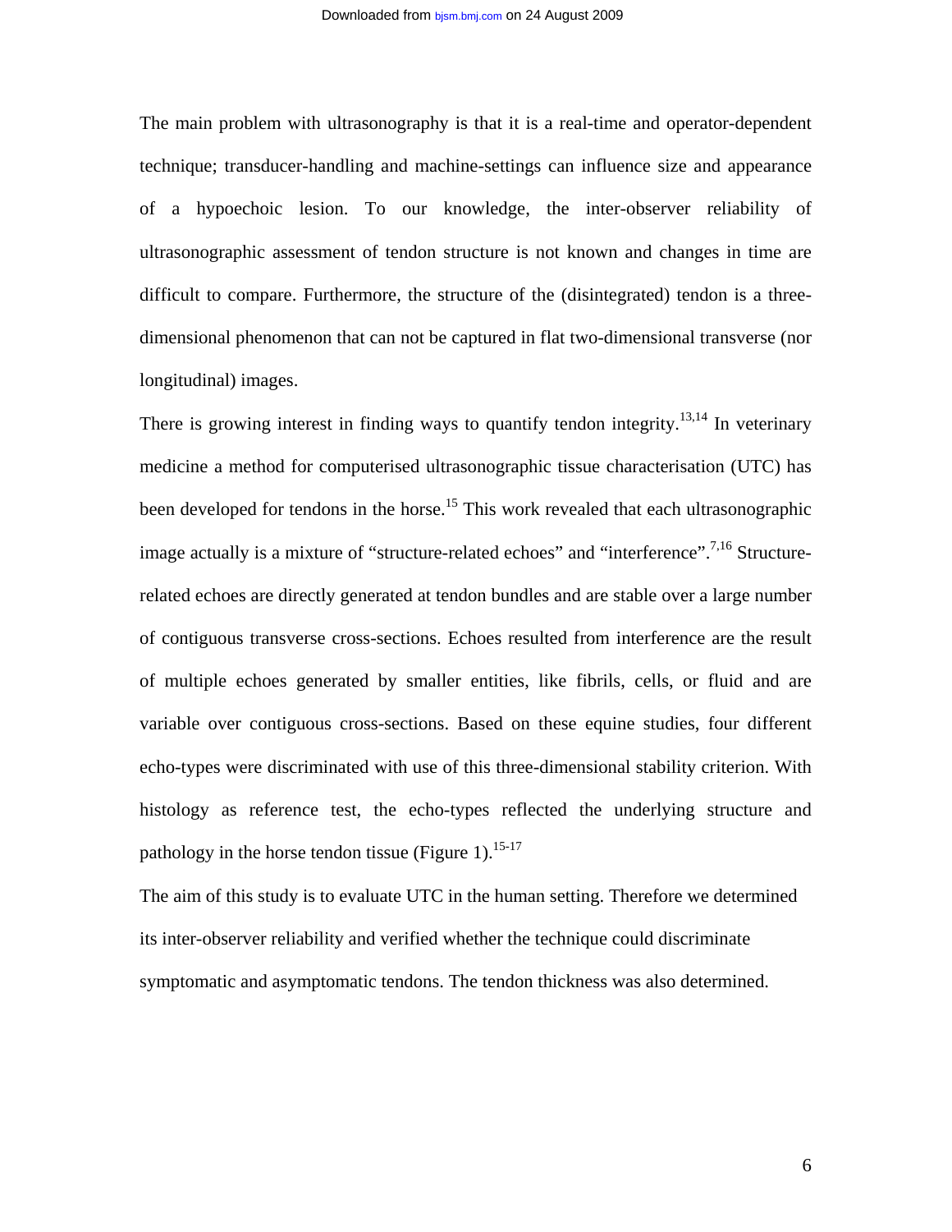The main problem with ultrasonography is that it is a real-time and operator-dependent technique; transducer-handling and machine-settings can influence size and appearance of a hypoechoic lesion. To our knowledge, the inter-observer reliability of ultrasonographic assessment of tendon structure is not known and changes in time are difficult to compare. Furthermore, the structure of the (disintegrated) tendon is a three-dimensional phenomenon that can not be captured in flat two-dimensional transverse (nor longitudinal) images.

There is growing interest in finding ways to quantify tendon integrity.[13,14] In veterinary medicine a method for computerised ultrasonographic tissue characterisation (UTC) has been developed for tendons in the horse.[15] This work revealed that each ultrasonographic image actually is a mixture of "structure-related echoes" and "interference".[7,16] Structure-related echoes are directly generated at tendon bundles and are stable over a large number of contiguous transverse cross-sections. Echoes resulted from interference are the result of multiple echoes generated by smaller entities, like fibrils, cells, or fluid and are variable over contiguous cross-sections. Based on these equine studies, four different echo-types were discriminated with use of this three-dimensional stability criterion. With histology as reference test, the echo-types reflected the underlying structure and pathology in the horse tendon tissue (Figure 1).[15-17]

The aim of this study is to evaluate UTC in the human setting. Therefore we determined its inter-observer reliability and verified whether the technique could discriminate symptomatic and asymptomatic tendons. The tendon thickness was also determined.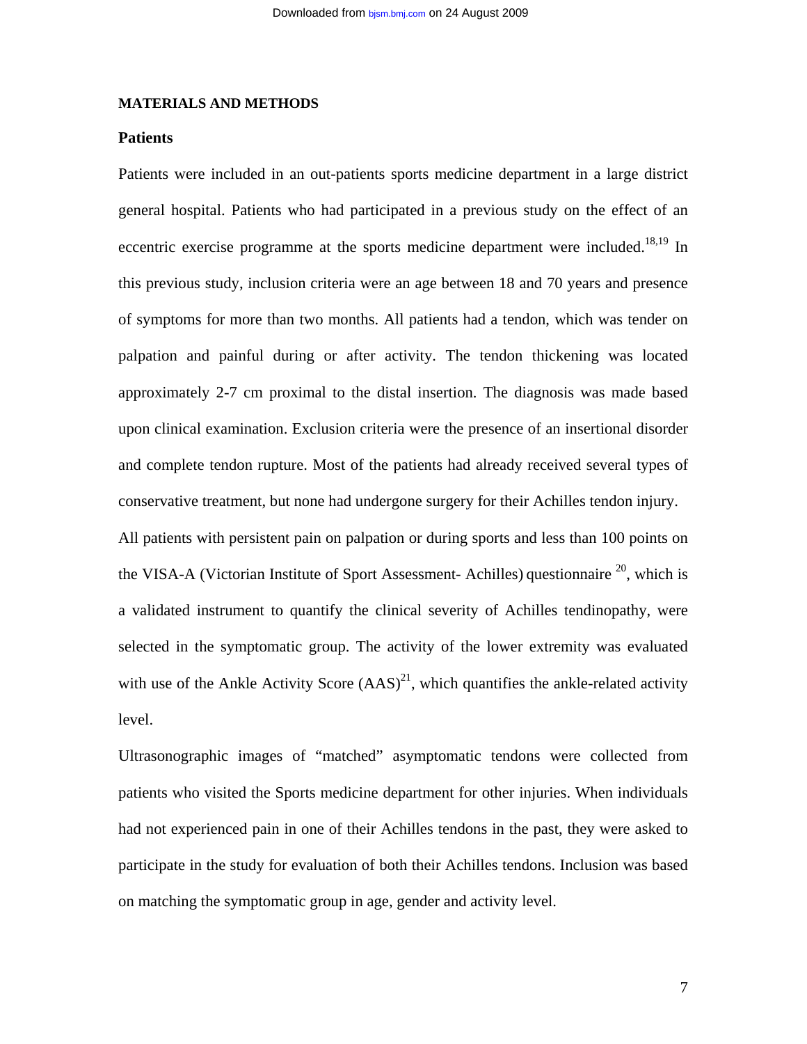## MATERIALS AND METHODS

### Patients

Patients were included in an out-patients sports medicine department in a large district general hospital. Patients who had participated in a previous study on the effect of an eccentric exercise programme at the sports medicine department were included.[18,19] In this previous study, inclusion criteria were an age between 18 and 70 years and presence of symptoms for more than two months. All patients had a tendon, which was tender on palpation and painful during or after activity. The tendon thickening was located approximately 2-7 cm proximal to the distal insertion. The diagnosis was made based upon clinical examination. Exclusion criteria were the presence of an insertional disorder and complete tendon rupture. Most of the patients had already received several types of conservative treatment, but none had undergone surgery for their Achilles tendon injury.

All patients with persistent pain on palpation or during sports and less than 100 points on the VISA-A (Victorian Institute of Sport Assessment- Achilles) questionnaire [20], which is a validated instrument to quantify the clinical severity of Achilles tendinopathy, were selected in the symptomatic group. The activity of the lower extremity was evaluated with use of the Ankle Activity Score (AAS)[21], which quantifies the ankle-related activity level.

Ultrasonographic images of "matched" asymptomatic tendons were collected from patients who visited the Sports medicine department for other injuries. When individuals had not experienced pain in one of their Achilles tendons in the past, they were asked to participate in the study for evaluation of both their Achilles tendons. Inclusion was based on matching the symptomatic group in age, gender and activity level.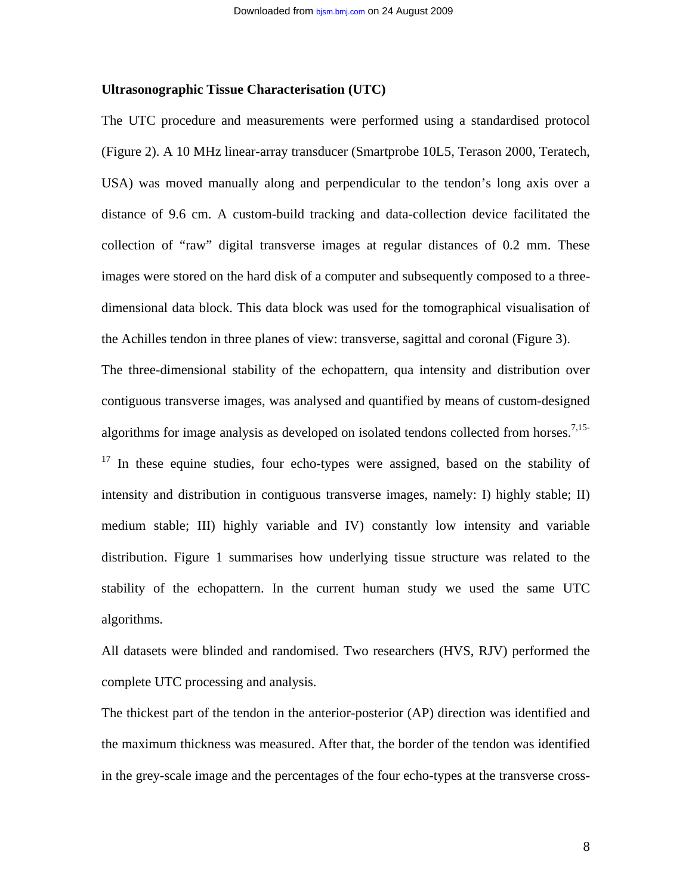**Ultrasonographic Tissue Characterisation (UTC)**

The UTC procedure and measurements were performed using a standardised protocol (Figure 2). A 10 MHz linear-array transducer (Smartprobe 10L5, Terason 2000, Teratech, USA) was moved manually along and perpendicular to the tendon's long axis over a distance of 9.6 cm. A custom-build tracking and data-collection device facilitated the collection of "raw" digital transverse images at regular distances of 0.2 mm. These images were stored on the hard disk of a computer and subsequently composed to a three-dimensional data block. This data block was used for the tomographical visualisation of the Achilles tendon in three planes of view: transverse, sagittal and coronal (Figure 3).

The three-dimensional stability of the echopattern, qua intensity and distribution over contiguous transverse images, was analysed and quantified by means of custom-designed algorithms for image analysis as developed on isolated tendons collected from horses.[7,15-17] In these equine studies, four echo-types were assigned, based on the stability of intensity and distribution in contiguous transverse images, namely: I) highly stable; II) medium stable; III) highly variable and IV) constantly low intensity and variable distribution. Figure 1 summarises how underlying tissue structure was related to the stability of the echopattern. In the current human study we used the same UTC algorithms.

All datasets were blinded and randomised. Two researchers (HVS, RJV) performed the complete UTC processing and analysis.

The thickest part of the tendon in the anterior-posterior (AP) direction was identified and the maximum thickness was measured. After that, the border of the tendon was identified in the grey-scale image and the percentages of the four echo-types at the transverse cross-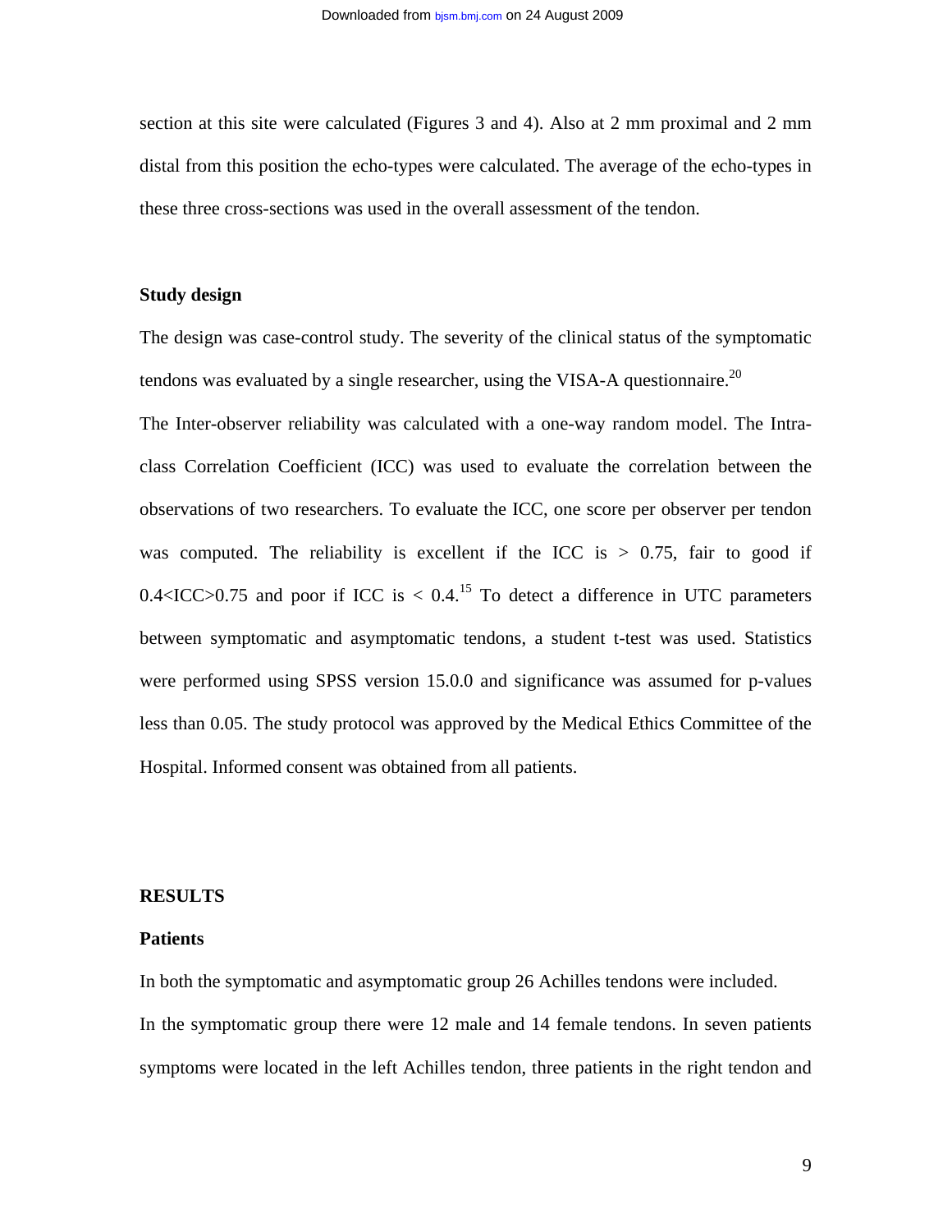section at this site were calculated (Figures 3 and 4). Also at 2 mm proximal and 2 mm distal from this position the echo-types were calculated. The average of the echo-types in these three cross-sections was used in the overall assessment of the tendon.

**Study design**

The design was case-control study. The severity of the clinical status of the symptomatic tendons was evaluated by a single researcher, using the VISA-A questionnaire.[20]

The Inter-observer reliability was calculated with a one-way random model. The Intra-class Correlation Coefficient (ICC) was used to evaluate the correlation between the observations of two researchers. To evaluate the ICC, one score per observer per tendon was computed. The reliability is excellent if the ICC is > 0.75, fair to good if 0.4<ICC>0.75 and poor if ICC is < 0.4.[15] To detect a difference in UTC parameters between symptomatic and asymptomatic tendons, a student t-test was used. Statistics were performed using SPSS version 15.0.0 and significance was assumed for p-values less than 0.05. The study protocol was approved by the Medical Ethics Committee of the Hospital. Informed consent was obtained from all patients.

## RESULTS

**Patients**

In both the symptomatic and asymptomatic group 26 Achilles tendons were included.

In the symptomatic group there were 12 male and 14 female tendons. In seven patients symptoms were located in the left Achilles tendon, three patients in the right tendon and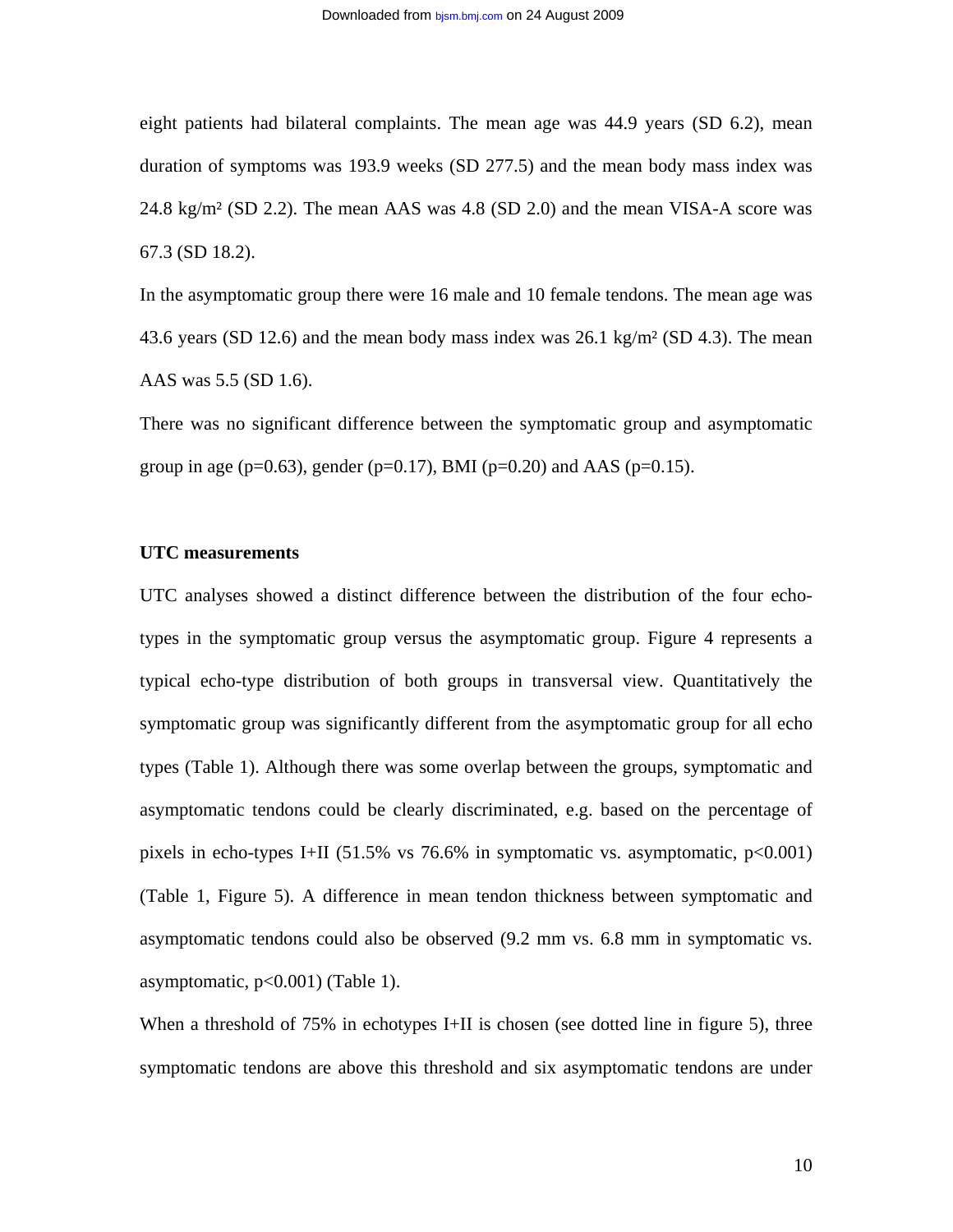eight patients had bilateral complaints. The mean age was 44.9 years (SD 6.2), mean duration of symptoms was 193.9 weeks (SD 277.5) and the mean body mass index was 24.8 kg/m² (SD 2.2). The mean AAS was 4.8 (SD 2.0) and the mean VISA-A score was 67.3 (SD 18.2).

In the asymptomatic group there were 16 male and 10 female tendons. The mean age was 43.6 years (SD 12.6) and the mean body mass index was 26.1 kg/m² (SD 4.3). The mean AAS was 5.5 (SD 1.6).

There was no significant difference between the symptomatic group and asymptomatic group in age ($p=0.63$), gender ($p=0.17$), BMI ($p=0.20$) and AAS ($p=0.15$).

**UTC measurements**

UTC analyses showed a distinct difference between the distribution of the four echo-types in the symptomatic group versus the asymptomatic group. Figure 4 represents a typical echo-type distribution of both groups in transversal view. Quantitatively the symptomatic group was significantly different from the asymptomatic group for all echo types (Table 1). Although there was some overlap between the groups, symptomatic and asymptomatic tendons could be clearly discriminated, e.g. based on the percentage of pixels in echo-types I+II (51.5% vs 76.6% in symptomatic vs. asymptomatic, $p<0.001$) (Table 1, Figure 5). A difference in mean tendon thickness between symptomatic and asymptomatic tendons could also be observed (9.2 mm vs. 6.8 mm in symptomatic vs. asymptomatic, $p<0.001$) (Table 1).

When a threshold of 75% in echotypes I+II is chosen (see dotted line in figure 5), three symptomatic tendons are above this threshold and six asymptomatic tendons are under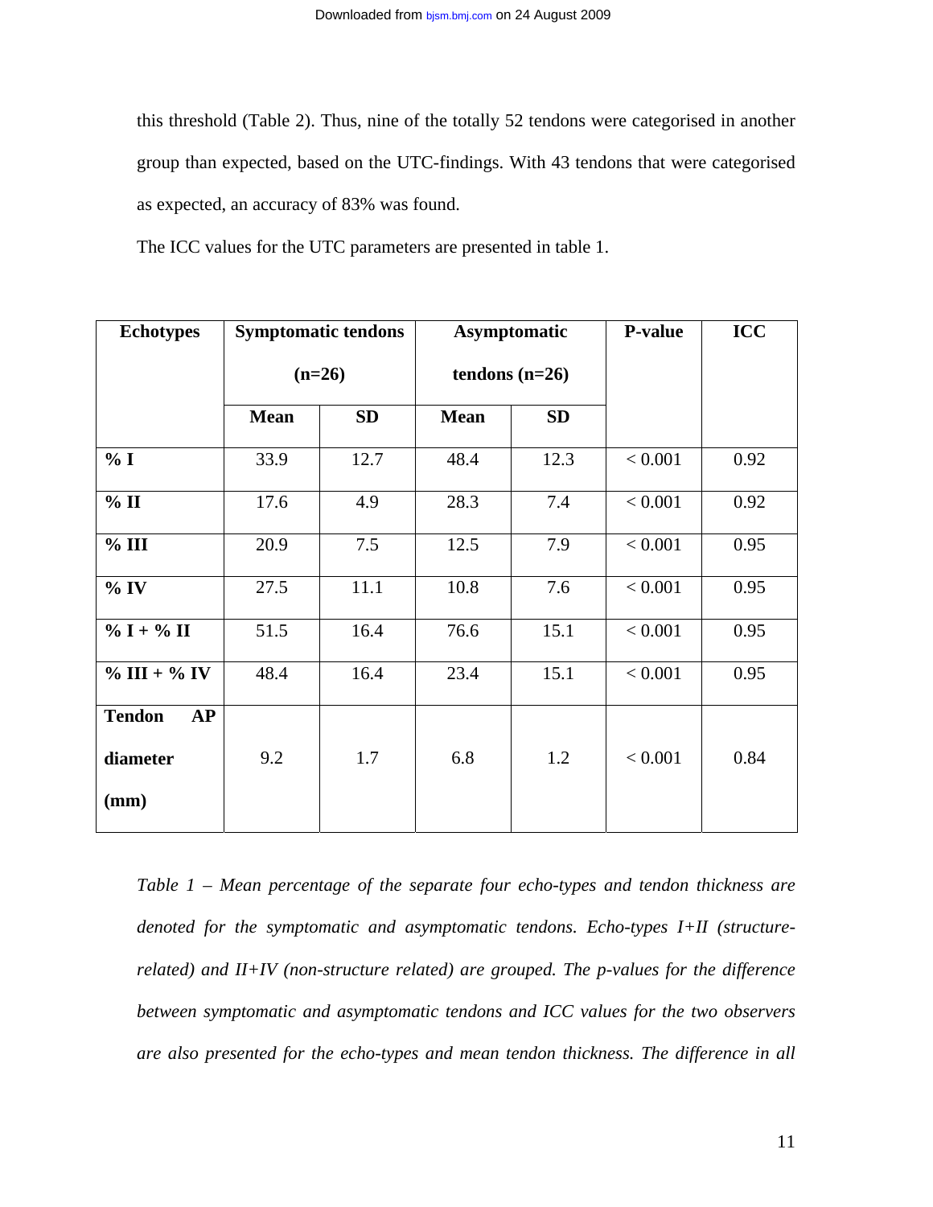this threshold (Table 2). Thus, nine of the totally 52 tendons were categorised in another group than expected, based on the UTC-findings. With 43 tendons that were categorised as expected, an accuracy of 83% was found.

The ICC values for the UTC parameters are presented in table 1.

| Echotypes | Symptomatic tendons (n=26) | | Asymptomatic tendons (n=26) | | P-value | ICC |
|---|---|---|---|---|---|---|
| | Mean | SD | Mean | SD | | |
| % I | 33.9 | 12.7 | 48.4 | 12.3 | < 0.001 | 0.92 |
| % II | 17.6 | 4.9 | 28.3 | 7.4 | < 0.001 | 0.92 |
| % III | 20.9 | 7.5 | 12.5 | 7.9 | < 0.001 | 0.95 |
| % IV | 27.5 | 11.1 | 10.8 | 7.6 | < 0.001 | 0.95 |
| % I + % II | 51.5 | 16.4 | 76.6 | 15.1 | < 0.001 | 0.95 |
| % III + % IV | 48.4 | 16.4 | 23.4 | 15.1 | < 0.001 | 0.95 |
| Tendon AP diameter (mm) | 9.2 | 1.7 | 6.8 | 1.2 | < 0.001 | 0.84 |

*Table 1 – Mean percentage of the separate four echo-types and tendon thickness are denoted for the symptomatic and asymptomatic tendons. Echo-types I+II (structure-related) and II+IV (non-structure related) are grouped. The p-values for the difference between symptomatic and asymptomatic tendons and ICC values for the two observers are also presented for the echo-types and mean tendon thickness. The difference in all*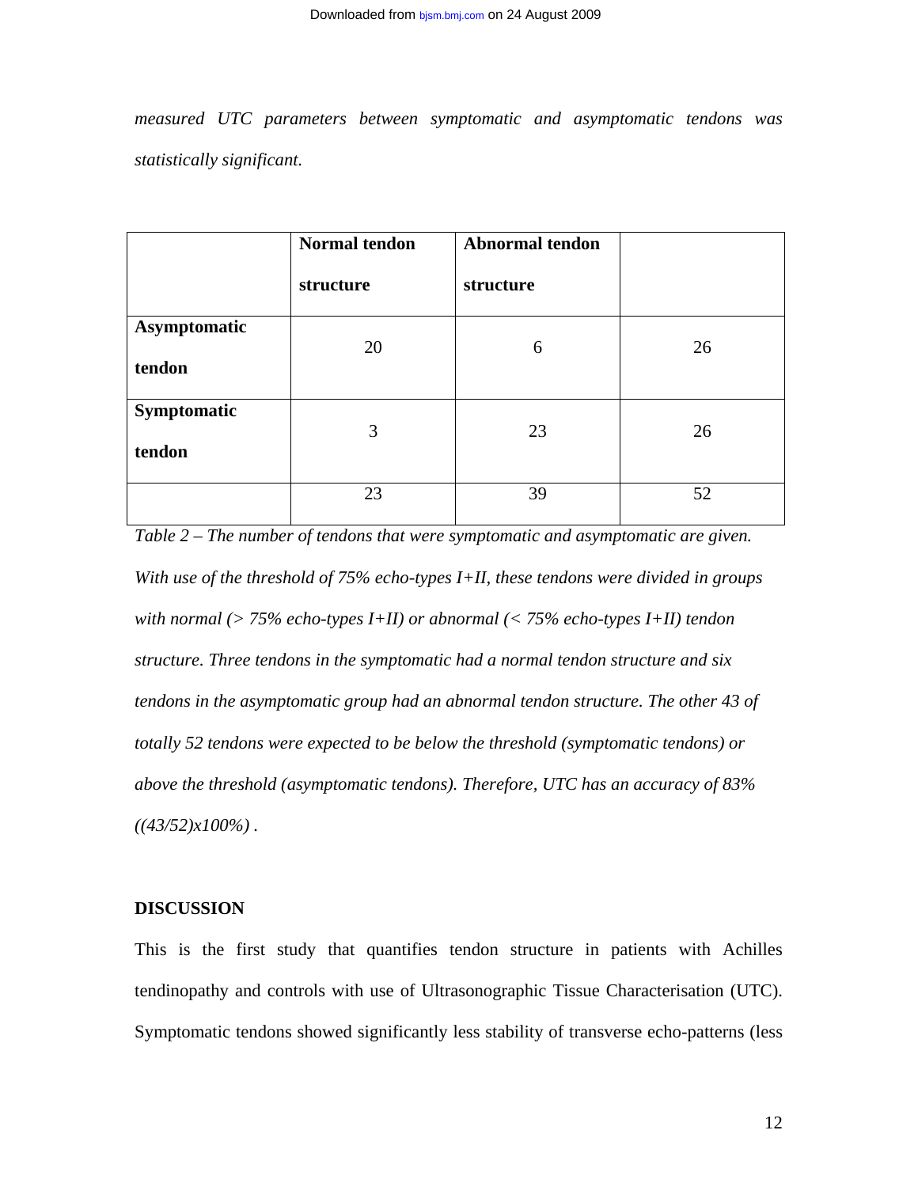*measured UTC parameters between symptomatic and asymptomatic tendons was statistically significant.*

| | Normal tendon structure | Abnormal tendon structure | |
|---|---|---|---|
| **Asymptomatic tendon** | 20 | 6 | 26 |
| **Symptomatic tendon** | 3 | 23 | 26 |
| | 23 | 39 | 52 |

*Table 2 – The number of tendons that were symptomatic and asymptomatic are given. With use of the threshold of 75% echo-types I+II, these tendons were divided in groups with normal (> 75% echo-types I+II) or abnormal (< 75% echo-types I+II) tendon structure. Three tendons in the symptomatic had a normal tendon structure and six tendons in the asymptomatic group had an abnormal tendon structure. The other 43 of totally 52 tendons were expected to be below the threshold (symptomatic tendons) or above the threshold (asymptomatic tendons). Therefore, UTC has an accuracy of 83% ((43/52)x100%) .*

## DISCUSSION

This is the first study that quantifies tendon structure in patients with Achilles tendinopathy and controls with use of Ultrasonographic Tissue Characterisation (UTC). Symptomatic tendons showed significantly less stability of transverse echo-patterns (less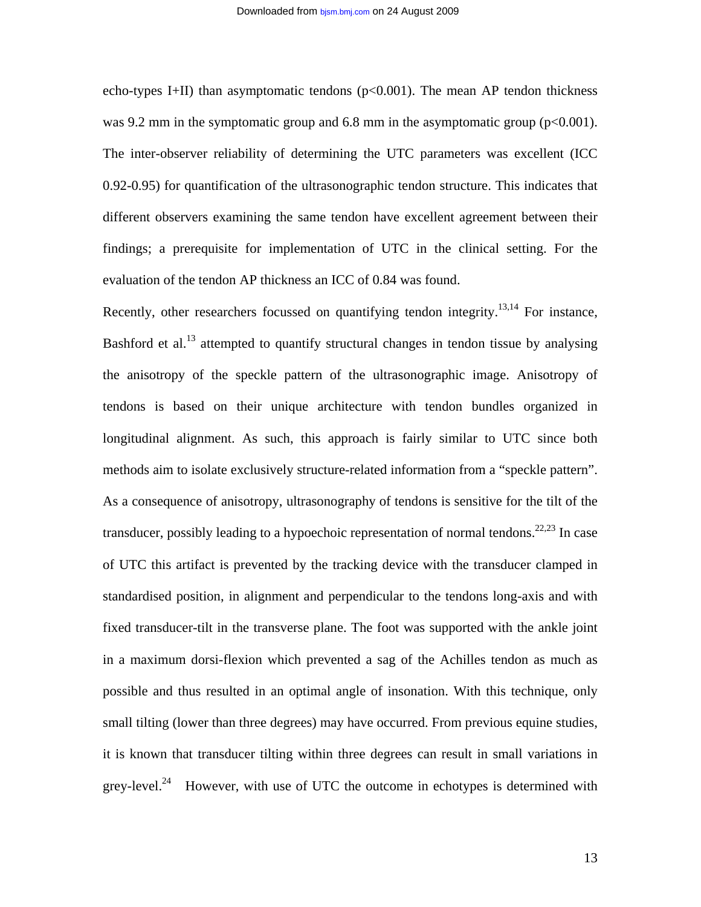echo-types I+II) than asymptomatic tendons ($p<0.001$). The mean AP tendon thickness was 9.2 mm in the symptomatic group and 6.8 mm in the asymptomatic group ($p<0.001$). The inter-observer reliability of determining the UTC parameters was excellent (ICC 0.92-0.95) for quantification of the ultrasonographic tendon structure. This indicates that different observers examining the same tendon have excellent agreement between their findings; a prerequisite for implementation of UTC in the clinical setting. For the evaluation of the tendon AP thickness an ICC of 0.84 was found.

Recently, other researchers focussed on quantifying tendon integrity.[13,14] For instance, Bashford et al.[13] attempted to quantify structural changes in tendon tissue by analysing the anisotropy of the speckle pattern of the ultrasonographic image. Anisotropy of tendons is based on their unique architecture with tendon bundles organized in longitudinal alignment. As such, this approach is fairly similar to UTC since both methods aim to isolate exclusively structure-related information from a "speckle pattern". As a consequence of anisotropy, ultrasonography of tendons is sensitive for the tilt of the transducer, possibly leading to a hypoechoic representation of normal tendons.[22,23] In case of UTC this artifact is prevented by the tracking device with the transducer clamped in standardised position, in alignment and perpendicular to the tendons long-axis and with fixed transducer-tilt in the transverse plane. The foot was supported with the ankle joint in a maximum dorsi-flexion which prevented a sag of the Achilles tendon as much as possible and thus resulted in an optimal angle of insonation. With this technique, only small tilting (lower than three degrees) may have occurred. From previous equine studies, it is known that transducer tilting within three degrees can result in small variations in grey-level.[24] However, with use of UTC the outcome in echotypes is determined with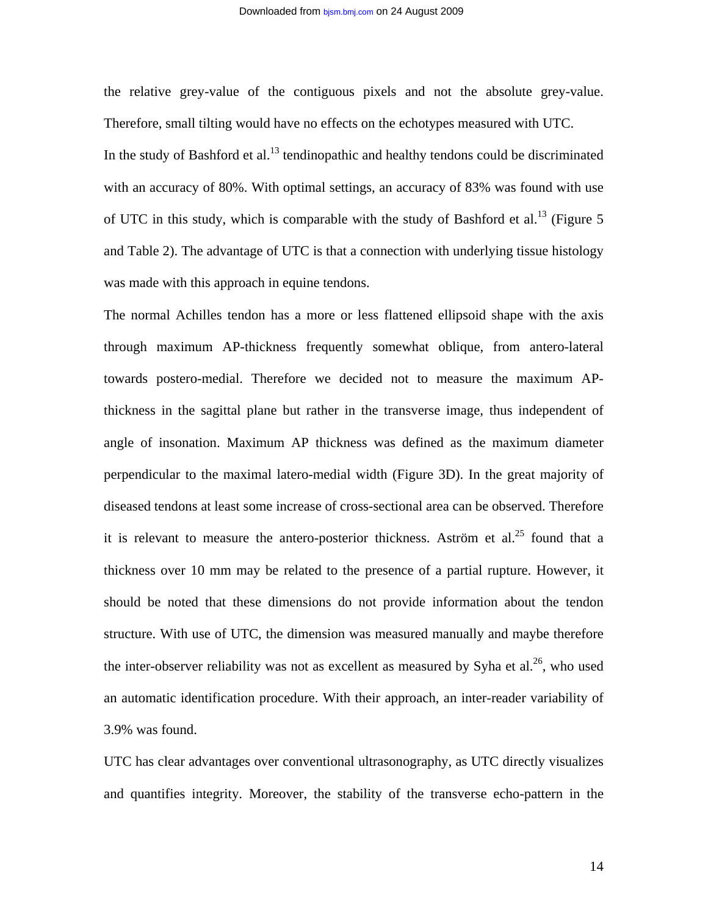the relative grey-value of the contiguous pixels and not the absolute grey-value. Therefore, small tilting would have no effects on the echotypes measured with UTC.

In the study of Bashford et al.[13] tendinopathic and healthy tendons could be discriminated with an accuracy of 80%. With optimal settings, an accuracy of 83% was found with use of UTC in this study, which is comparable with the study of Bashford et al.[13] (Figure 5 and Table 2). The advantage of UTC is that a connection with underlying tissue histology was made with this approach in equine tendons.

The normal Achilles tendon has a more or less flattened ellipsoid shape with the axis through maximum AP-thickness frequently somewhat oblique, from antero-lateral towards postero-medial. Therefore we decided not to measure the maximum AP-thickness in the sagittal plane but rather in the transverse image, thus independent of angle of insonation. Maximum AP thickness was defined as the maximum diameter perpendicular to the maximal latero-medial width (Figure 3D). In the great majority of diseased tendons at least some increase of cross-sectional area can be observed. Therefore it is relevant to measure the antero-posterior thickness. Aström et al.[25] found that a thickness over 10 mm may be related to the presence of a partial rupture. However, it should be noted that these dimensions do not provide information about the tendon structure. With use of UTC, the dimension was measured manually and maybe therefore the inter-observer reliability was not as excellent as measured by Syha et al.[26], who used an automatic identification procedure. With their approach, an inter-reader variability of 3.9% was found.

UTC has clear advantages over conventional ultrasonography, as UTC directly visualizes and quantifies integrity. Moreover, the stability of the transverse echo-pattern in the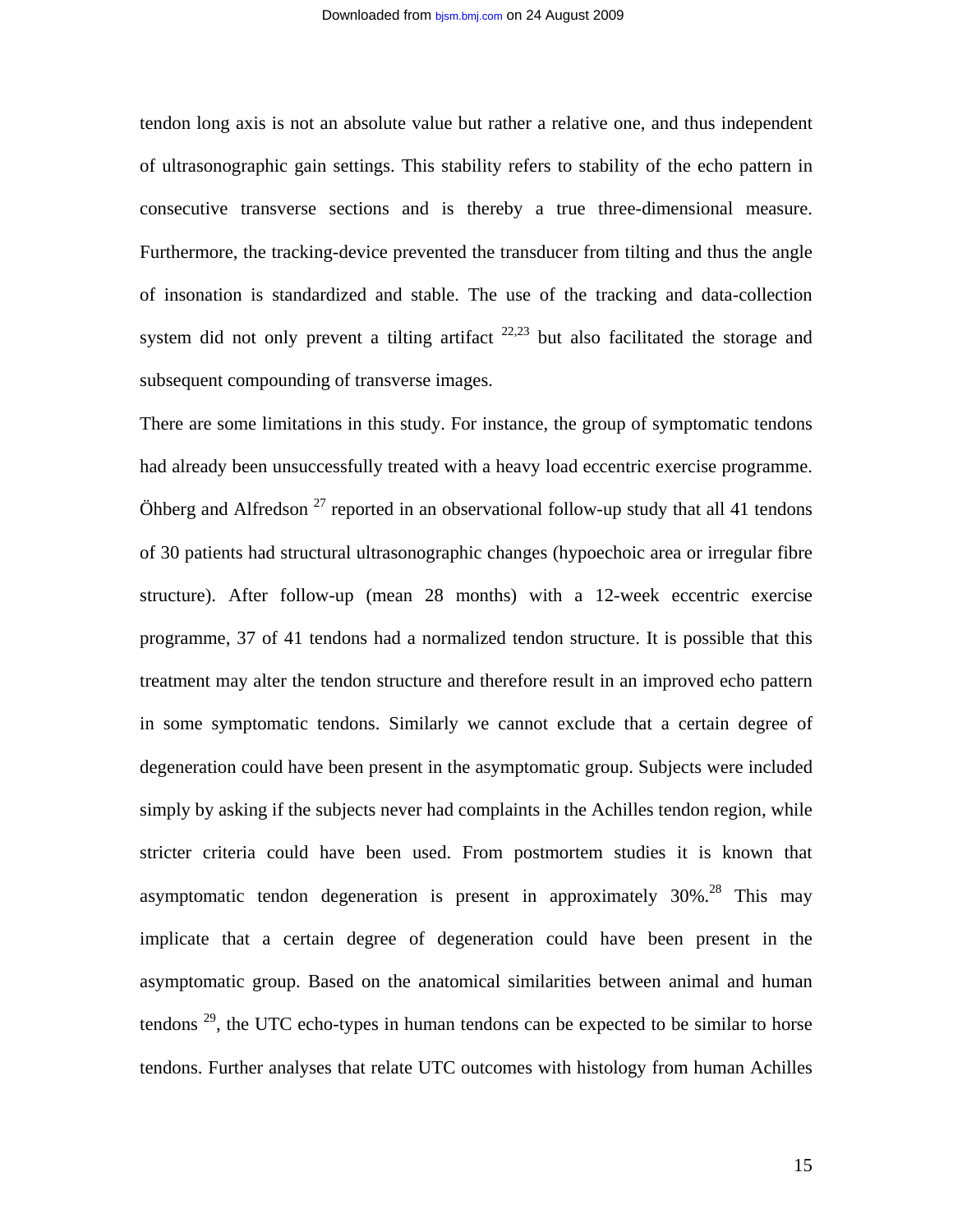tendon long axis is not an absolute value but rather a relative one, and thus independent of ultrasonographic gain settings. This stability refers to stability of the echo pattern in consecutive transverse sections and is thereby a true three-dimensional measure. Furthermore, the tracking-device prevented the transducer from tilting and thus the angle of insonation is standardized and stable. The use of the tracking and data-collection system did not only prevent a tilting artifact [22,23] but also facilitated the storage and subsequent compounding of transverse images.

There are some limitations in this study. For instance, the group of symptomatic tendons had already been unsuccessfully treated with a heavy load eccentric exercise programme. Öhberg and Alfredson [27] reported in an observational follow-up study that all 41 tendons of 30 patients had structural ultrasonographic changes (hypoechoic area or irregular fibre structure). After follow-up (mean 28 months) with a 12-week eccentric exercise programme, 37 of 41 tendons had a normalized tendon structure. It is possible that this treatment may alter the tendon structure and therefore result in an improved echo pattern in some symptomatic tendons. Similarly we cannot exclude that a certain degree of degeneration could have been present in the asymptomatic group. Subjects were included simply by asking if the subjects never had complaints in the Achilles tendon region, while stricter criteria could have been used. From postmortem studies it is known that asymptomatic tendon degeneration is present in approximately 30%.[28] This may implicate that a certain degree of degeneration could have been present in the asymptomatic group. Based on the anatomical similarities between animal and human tendons [29], the UTC echo-types in human tendons can be expected to be similar to horse tendons. Further analyses that relate UTC outcomes with histology from human Achilles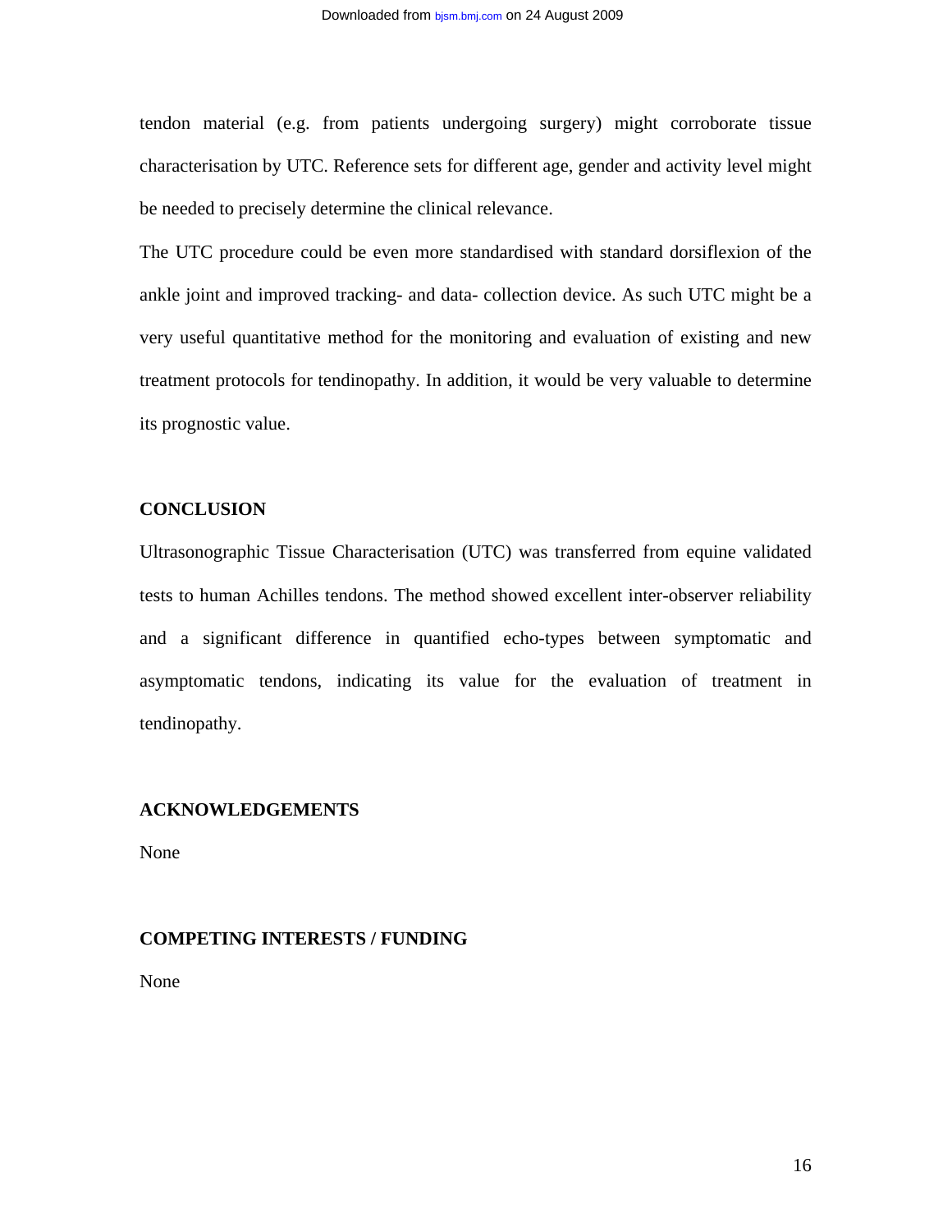tendon material (e.g. from patients undergoing surgery) might corroborate tissue characterisation by UTC. Reference sets for different age, gender and activity level might be needed to precisely determine the clinical relevance.

The UTC procedure could be even more standardised with standard dorsiflexion of the ankle joint and improved tracking- and data- collection device. As such UTC might be a very useful quantitative method for the monitoring and evaluation of existing and new treatment protocols for tendinopathy. In addition, it would be very valuable to determine its prognostic value.

## CONCLUSION

Ultrasonographic Tissue Characterisation (UTC) was transferred from equine validated tests to human Achilles tendons. The method showed excellent inter-observer reliability and a significant difference in quantified echo-types between symptomatic and asymptomatic tendons, indicating its value for the evaluation of treatment in tendinopathy.

## ACKNOWLEDGEMENTS

None

## COMPETING INTERESTS / FUNDING

None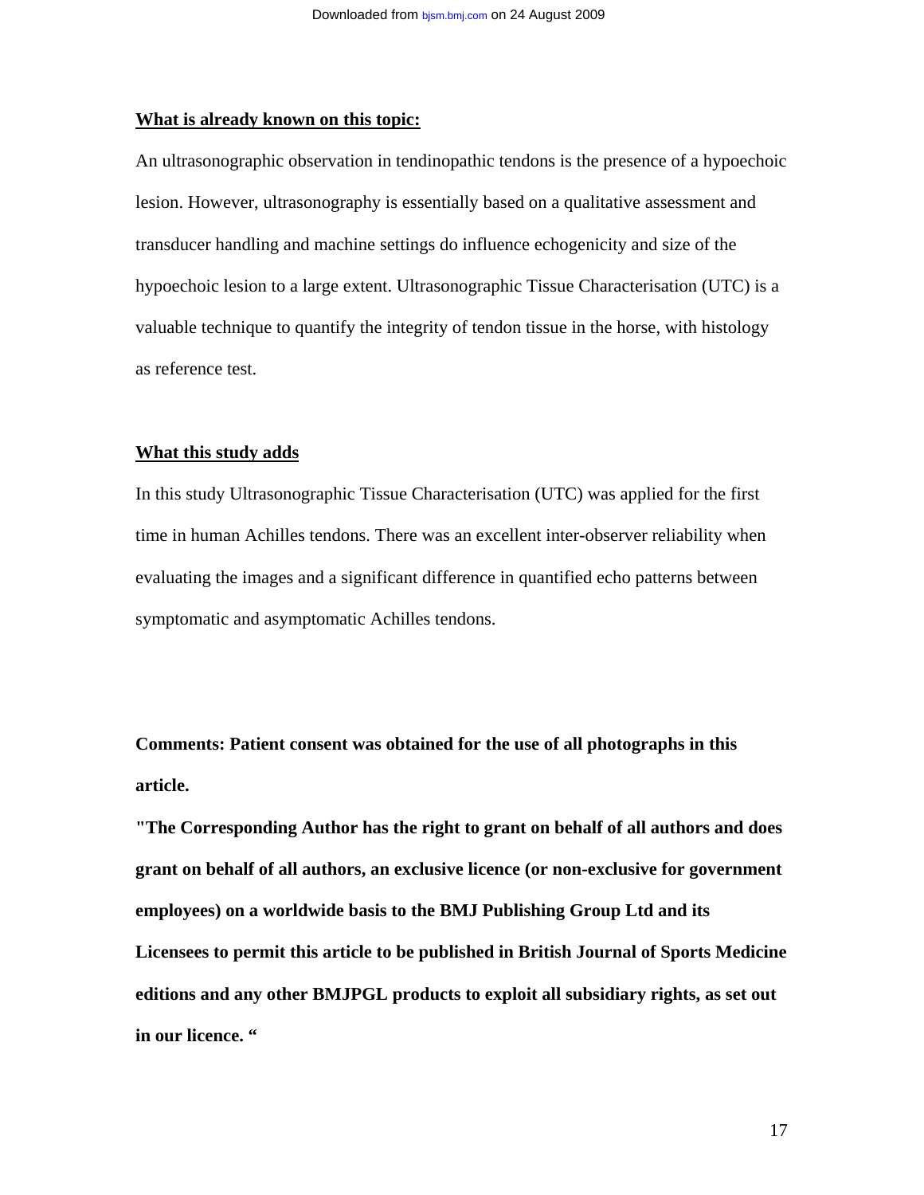## What is already known on this topic:

An ultrasonographic observation in tendinopathic tendons is the presence of a hypoechoic lesion. However, ultrasonography is essentially based on a qualitative assessment and transducer handling and machine settings do influence echogenicity and size of the hypoechoic lesion to a large extent. Ultrasonographic Tissue Characterisation (UTC) is a valuable technique to quantify the integrity of tendon tissue in the horse, with histology as reference test.

## What this study adds

In this study Ultrasonographic Tissue Characterisation (UTC) was applied for the first time in human Achilles tendons. There was an excellent inter-observer reliability when evaluating the images and a significant difference in quantified echo patterns between symptomatic and asymptomatic Achilles tendons.

**Comments: Patient consent was obtained for the use of all photographs in this article.**

**"The Corresponding Author has the right to grant on behalf of all authors and does grant on behalf of all authors, an exclusive licence (or non-exclusive for government employees) on a worldwide basis to the BMJ Publishing Group Ltd and its Licensees to permit this article to be published in British Journal of Sports Medicine editions and any other BMJPGL products to exploit all subsidiary rights, as set out in our licence. "**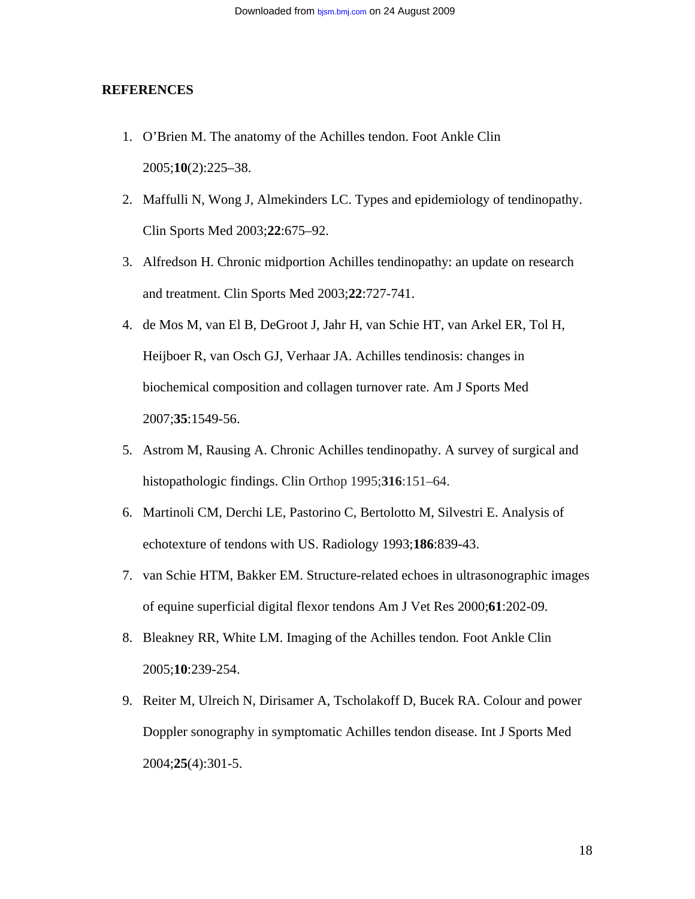## REFERENCES

1. O'Brien M. The anatomy of the Achilles tendon. Foot Ankle Clin 2005;**10**(2):225–38.
2. Maffulli N, Wong J, Almekinders LC. Types and epidemiology of tendinopathy. Clin Sports Med 2003;**22**:675–92.
3. Alfredson H. Chronic midportion Achilles tendinopathy: an update on research and treatment. Clin Sports Med 2003;**22**:727-741.
4. de Mos M, van El B, DeGroot J, Jahr H, van Schie HT, van Arkel ER, Tol H, Heijboer R, van Osch GJ, Verhaar JA. Achilles tendinosis: changes in biochemical composition and collagen turnover rate. Am J Sports Med 2007;**35**:1549-56.
5. Astrom M, Rausing A. Chronic Achilles tendinopathy. A survey of surgical and histopathologic findings. Clin Orthop 1995;**316**:151–64.
6. Martinoli CM, Derchi LE, Pastorino C, Bertolotto M, Silvestri E. Analysis of echotexture of tendons with US. Radiology 1993;**186**:839-43.
7. van Schie HTM, Bakker EM. Structure-related echoes in ultrasonographic images of equine superficial digital flexor tendons Am J Vet Res 2000;**61**:202-09.
8. Bleakney RR, White LM. Imaging of the Achilles tendon. Foot Ankle Clin 2005;**10**:239-254.
9. Reiter M, Ulreich N, Dirisamer A, Tscholakoff D, Bucek RA. Colour and power Doppler sonography in symptomatic Achilles tendon disease. Int J Sports Med 2004;**25**(4):301-5.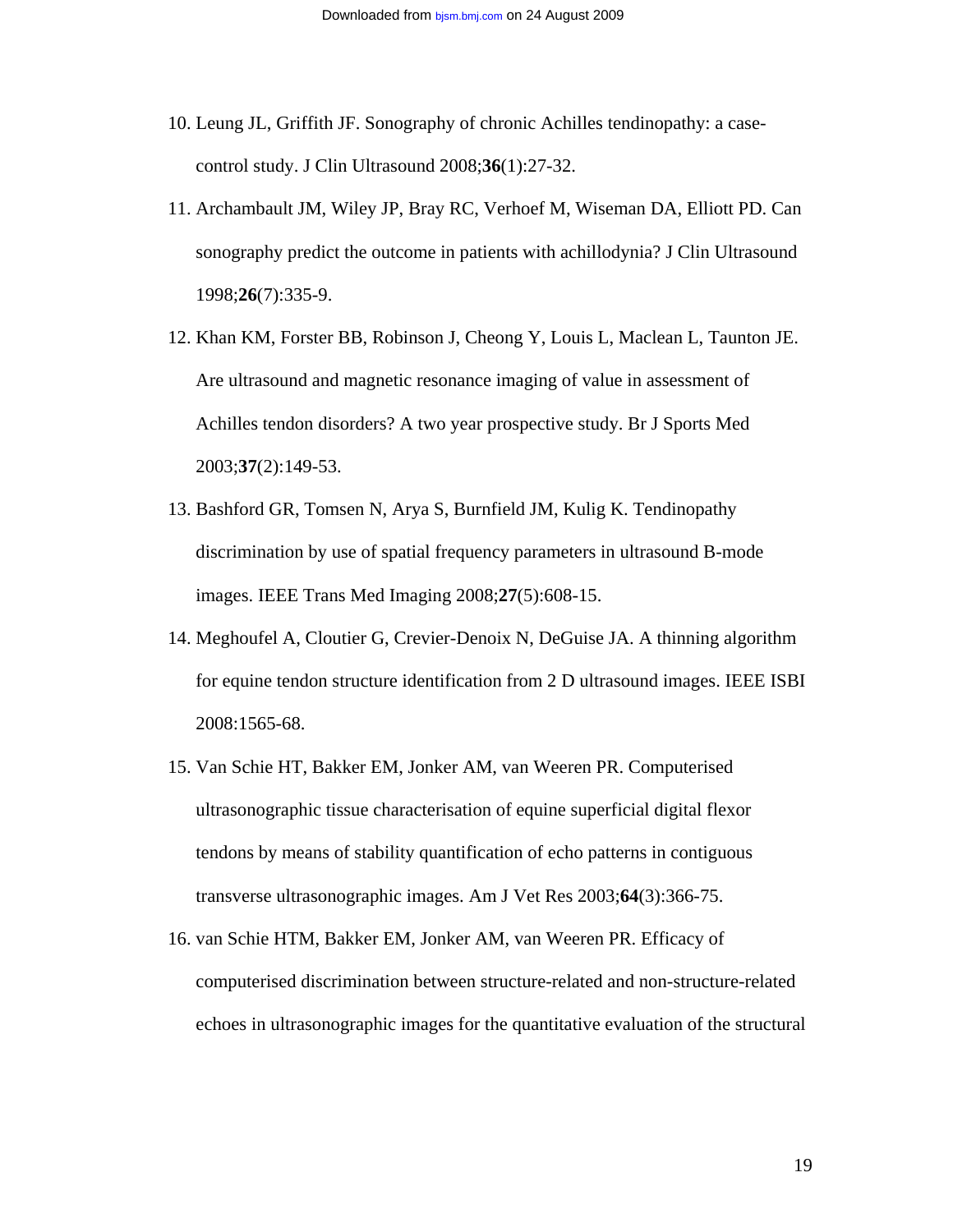10. Leung JL, Griffith JF. Sonography of chronic Achilles tendinopathy: a case-control study. J Clin Ultrasound 2008;**36**(1):27-32.
11. Archambault JM, Wiley JP, Bray RC, Verhoef M, Wiseman DA, Elliott PD. Can sonography predict the outcome in patients with achillodynia? J Clin Ultrasound 1998;**26**(7):335-9.
12. Khan KM, Forster BB, Robinson J, Cheong Y, Louis L, Maclean L, Taunton JE. Are ultrasound and magnetic resonance imaging of value in assessment of Achilles tendon disorders? A two year prospective study. Br J Sports Med 2003;**37**(2):149-53.
13. Bashford GR, Tomsen N, Arya S, Burnfield JM, Kulig K. Tendinopathy discrimination by use of spatial frequency parameters in ultrasound B-mode images. IEEE Trans Med Imaging 2008;**27**(5):608-15.
14. Meghoufel A, Cloutier G, Crevier-Denoix N, DeGuise JA. A thinning algorithm for equine tendon structure identification from 2 D ultrasound images. IEEE ISBI 2008:1565-68.
15. Van Schie HT, Bakker EM, Jonker AM, van Weeren PR. Computerised ultrasonographic tissue characterisation of equine superficial digital flexor tendons by means of stability quantification of echo patterns in contiguous transverse ultrasonographic images. Am J Vet Res 2003;**64**(3):366-75.
16. van Schie HTM, Bakker EM, Jonker AM, van Weeren PR. Efficacy of computerised discrimination between structure-related and non-structure-related echoes in ultrasonographic images for the quantitative evaluation of the structural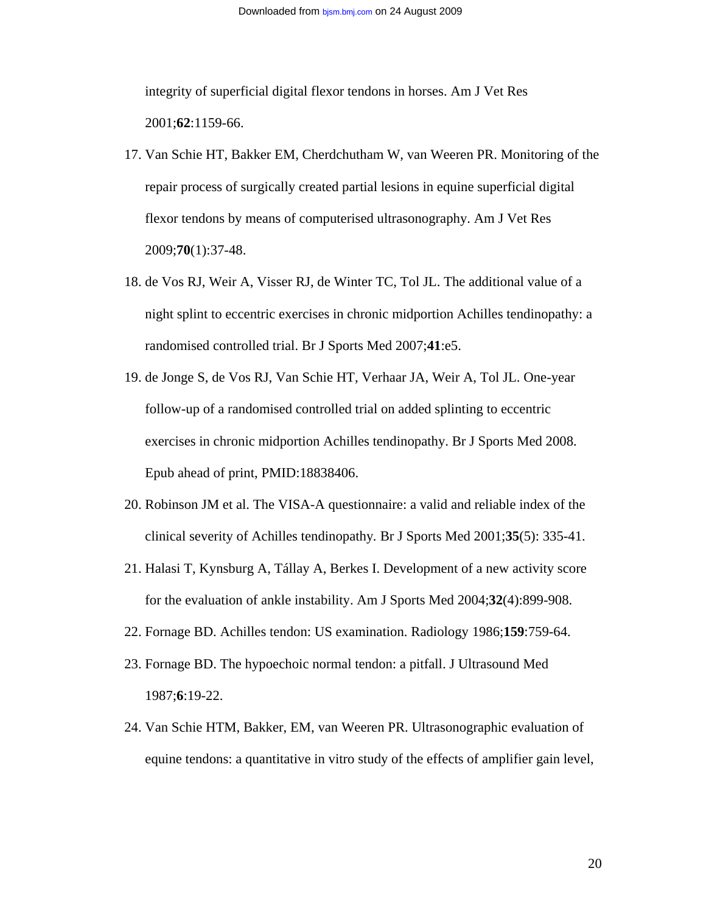integrity of superficial digital flexor tendons in horses. Am J Vet Res 2001;**62**:1159-66.

17. Van Schie HT, Bakker EM, Cherdchutham W, van Weeren PR. Monitoring of the repair process of surgically created partial lesions in equine superficial digital flexor tendons by means of computerised ultrasonography. Am J Vet Res 2009;**70**(1):37-48.
18. de Vos RJ, Weir A, Visser RJ, de Winter TC, Tol JL. The additional value of a night splint to eccentric exercises in chronic midportion Achilles tendinopathy: a randomised controlled trial. Br J Sports Med 2007;**41**:e5.
19. de Jonge S, de Vos RJ, Van Schie HT, Verhaar JA, Weir A, Tol JL. One-year follow-up of a randomised controlled trial on added splinting to eccentric exercises in chronic midportion Achilles tendinopathy. Br J Sports Med 2008. Epub ahead of print, PMID:18838406.
20. Robinson JM et al. The VISA-A questionnaire: a valid and reliable index of the clinical severity of Achilles tendinopathy. Br J Sports Med 2001;**35**(5): 335-41.
21. Halasi T, Kynsburg A, Tállay A, Berkes I. Development of a new activity score for the evaluation of ankle instability. Am J Sports Med 2004;**32**(4):899-908.
22. Fornage BD. Achilles tendon: US examination. Radiology 1986;**159**:759-64.
23. Fornage BD. The hypoechoic normal tendon: a pitfall. J Ultrasound Med 1987;**6**:19-22.
24. Van Schie HTM, Bakker, EM, van Weeren PR. Ultrasonographic evaluation of equine tendons: a quantitative in vitro study of the effects of amplifier gain level,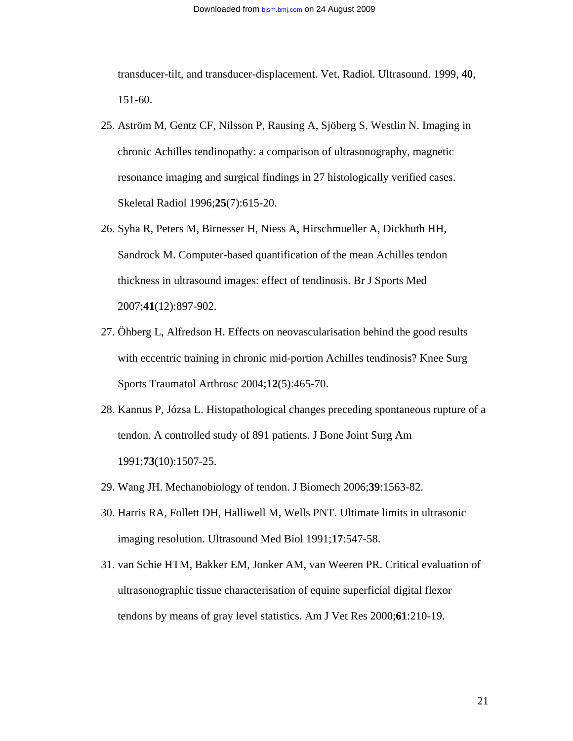transducer-tilt, and transducer-displacement. Vet. Radiol. Ultrasound. 1999, **40**, 151-60.

25. Aström M, Gentz CF, Nilsson P, Rausing A, Sjöberg S, Westlin N. Imaging in chronic Achilles tendinopathy: a comparison of ultrasonography, magnetic resonance imaging and surgical findings in 27 histologically verified cases. Skeletal Radiol 1996;**25**(7):615-20.
26. Syha R, Peters M, Birnesser H, Niess A, Hirschmueller A, Dickhuth HH, Sandrock M. Computer-based quantification of the mean Achilles tendon thickness in ultrasound images: effect of tendinosis. Br J Sports Med 2007;**41**(12):897-902.
27. Öhberg L, Alfredson H. Effects on neovascularisation behind the good results with eccentric training in chronic mid-portion Achilles tendinosis? Knee Surg Sports Traumatol Arthrosc 2004;**12**(5):465-70.
28. Kannus P, Józsa L. Histopathological changes preceding spontaneous rupture of a tendon. A controlled study of 891 patients. J Bone Joint Surg Am 1991;**73**(10):1507-25.
29. Wang JH. Mechanobiology of tendon. J Biomech 2006;**39**:1563-82.
30. Harris RA, Follett DH, Halliwell M, Wells PNT. Ultimate limits in ultrasonic imaging resolution. Ultrasound Med Biol 1991;**17**:547-58.
31. van Schie HTM, Bakker EM, Jonker AM, van Weeren PR. Critical evaluation of ultrasonographic tissue characterisation of equine superficial digital flexor tendons by means of gray level statistics. Am J Vet Res 2000;**61**:210-19.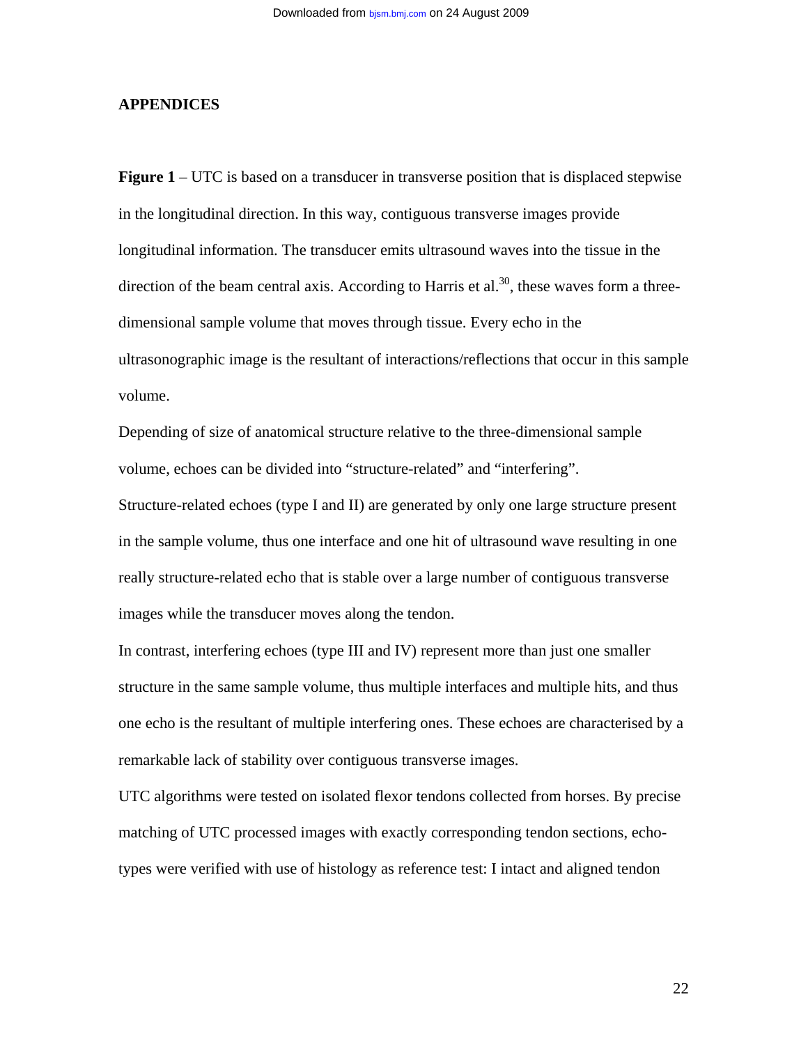## APPENDICES

**Figure 1** – UTC is based on a transducer in transverse position that is displaced stepwise in the longitudinal direction. In this way, contiguous transverse images provide longitudinal information. The transducer emits ultrasound waves into the tissue in the direction of the beam central axis. According to Harris et al.[30], these waves form a three-dimensional sample volume that moves through tissue. Every echo in the ultrasonographic image is the resultant of interactions/reflections that occur in this sample volume.

Depending of size of anatomical structure relative to the three-dimensional sample volume, echoes can be divided into "structure-related" and "interfering".

Structure-related echoes (type I and II) are generated by only one large structure present in the sample volume, thus one interface and one hit of ultrasound wave resulting in one really structure-related echo that is stable over a large number of contiguous transverse images while the transducer moves along the tendon.

In contrast, interfering echoes (type III and IV) represent more than just one smaller structure in the same sample volume, thus multiple interfaces and multiple hits, and thus one echo is the resultant of multiple interfering ones. These echoes are characterised by a remarkable lack of stability over contiguous transverse images.

UTC algorithms were tested on isolated flexor tendons collected from horses. By precise matching of UTC processed images with exactly corresponding tendon sections, echo-types were verified with use of histology as reference test: I intact and aligned tendon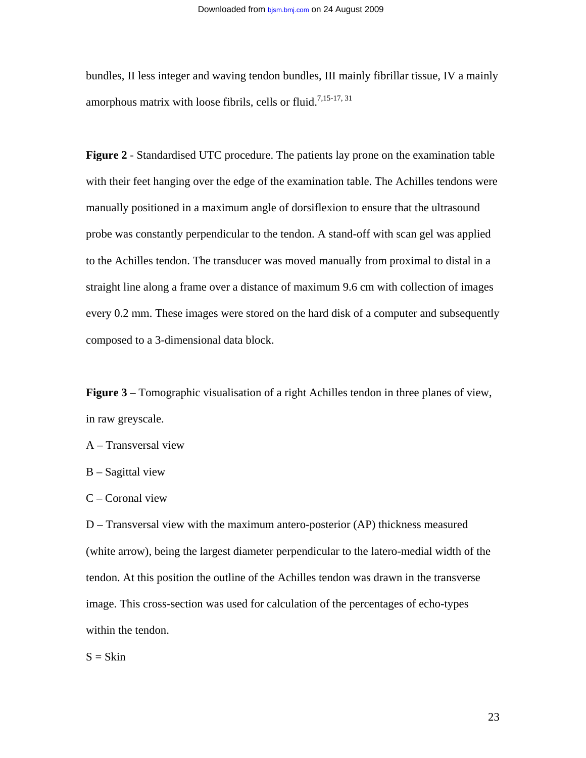bundles, II less integer and waving tendon bundles, III mainly fibrillar tissue, IV a mainly amorphous matrix with loose fibrils, cells or fluid.[7,15-17, 31]

**Figure 2** - Standardised UTC procedure. The patients lay prone on the examination table with their feet hanging over the edge of the examination table. The Achilles tendons were manually positioned in a maximum angle of dorsiflexion to ensure that the ultrasound probe was constantly perpendicular to the tendon. A stand-off with scan gel was applied to the Achilles tendon. The transducer was moved manually from proximal to distal in a straight line along a frame over a distance of maximum 9.6 cm with collection of images every 0.2 mm. These images were stored on the hard disk of a computer and subsequently composed to a 3-dimensional data block.

**Figure 3** – Tomographic visualisation of a right Achilles tendon in three planes of view, in raw greyscale.

A – Transversal view

B – Sagittal view

C – Coronal view

D – Transversal view with the maximum antero-posterior (AP) thickness measured (white arrow), being the largest diameter perpendicular to the latero-medial width of the tendon. At this position the outline of the Achilles tendon was drawn in the transverse image. This cross-section was used for calculation of the percentages of echo-types within the tendon.

S = Skin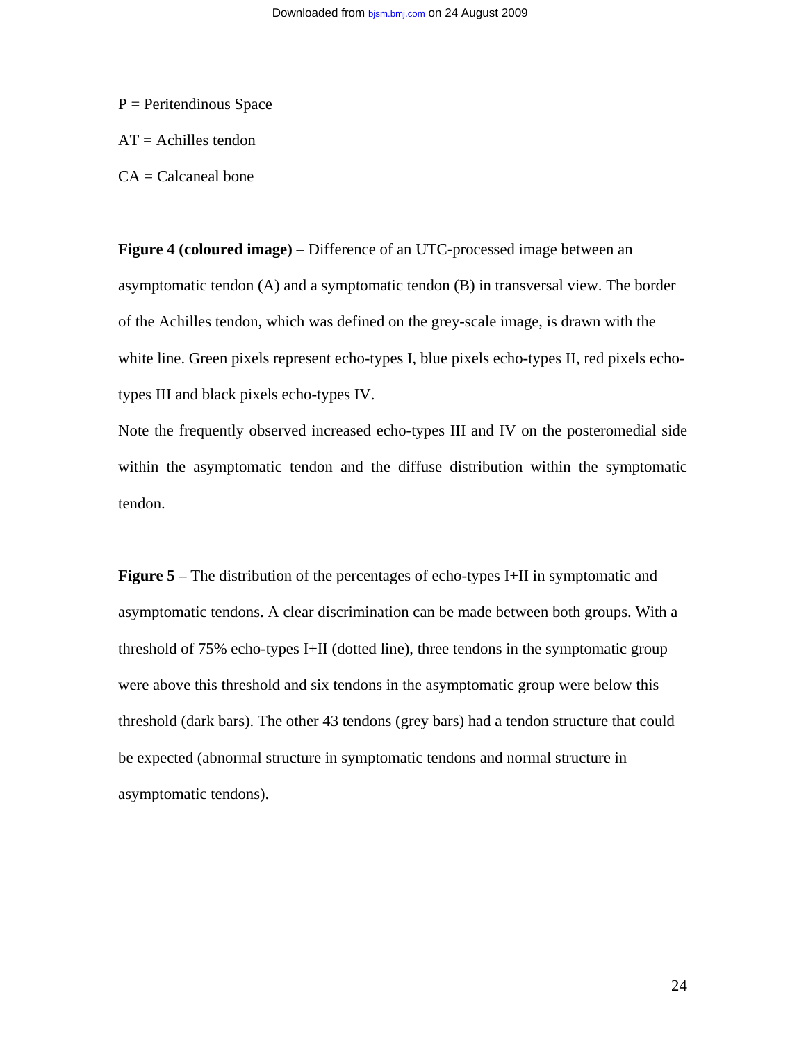P = Peritendinous Space

AT = Achilles tendon

CA = Calcaneal bone

**Figure 4 (coloured image)** – Difference of an UTC-processed image between an asymptomatic tendon (A) and a symptomatic tendon (B) in transversal view. The border of the Achilles tendon, which was defined on the grey-scale image, is drawn with the white line. Green pixels represent echo-types I, blue pixels echo-types II, red pixels echo-types III and black pixels echo-types IV.

Note the frequently observed increased echo-types III and IV on the posteromedial side within the asymptomatic tendon and the diffuse distribution within the symptomatic tendon.

**Figure 5** – The distribution of the percentages of echo-types I+II in symptomatic and asymptomatic tendons. A clear discrimination can be made between both groups. With a threshold of 75% echo-types I+II (dotted line), three tendons in the symptomatic group were above this threshold and six tendons in the asymptomatic group were below this threshold (dark bars). The other 43 tendons (grey bars) had a tendon structure that could be expected (abnormal structure in symptomatic tendons and normal structure in asymptomatic tendons).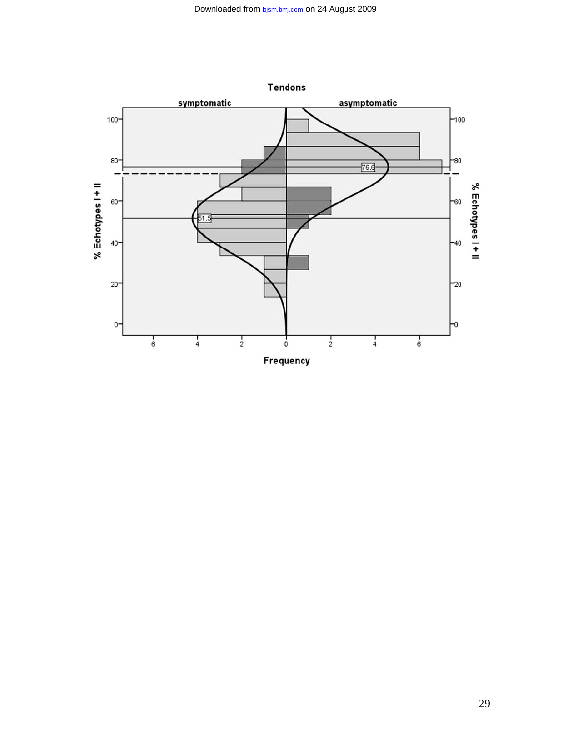Downloaded from bjsm.bmj.com on 24 August 2009

Tendons

symptomatic

asymptomatic

% Echotypes I + II

% Echotypes I + II

100

80

60

40

20

0

6

4

2

0

2

4

6

76.6

51.5

Frequency